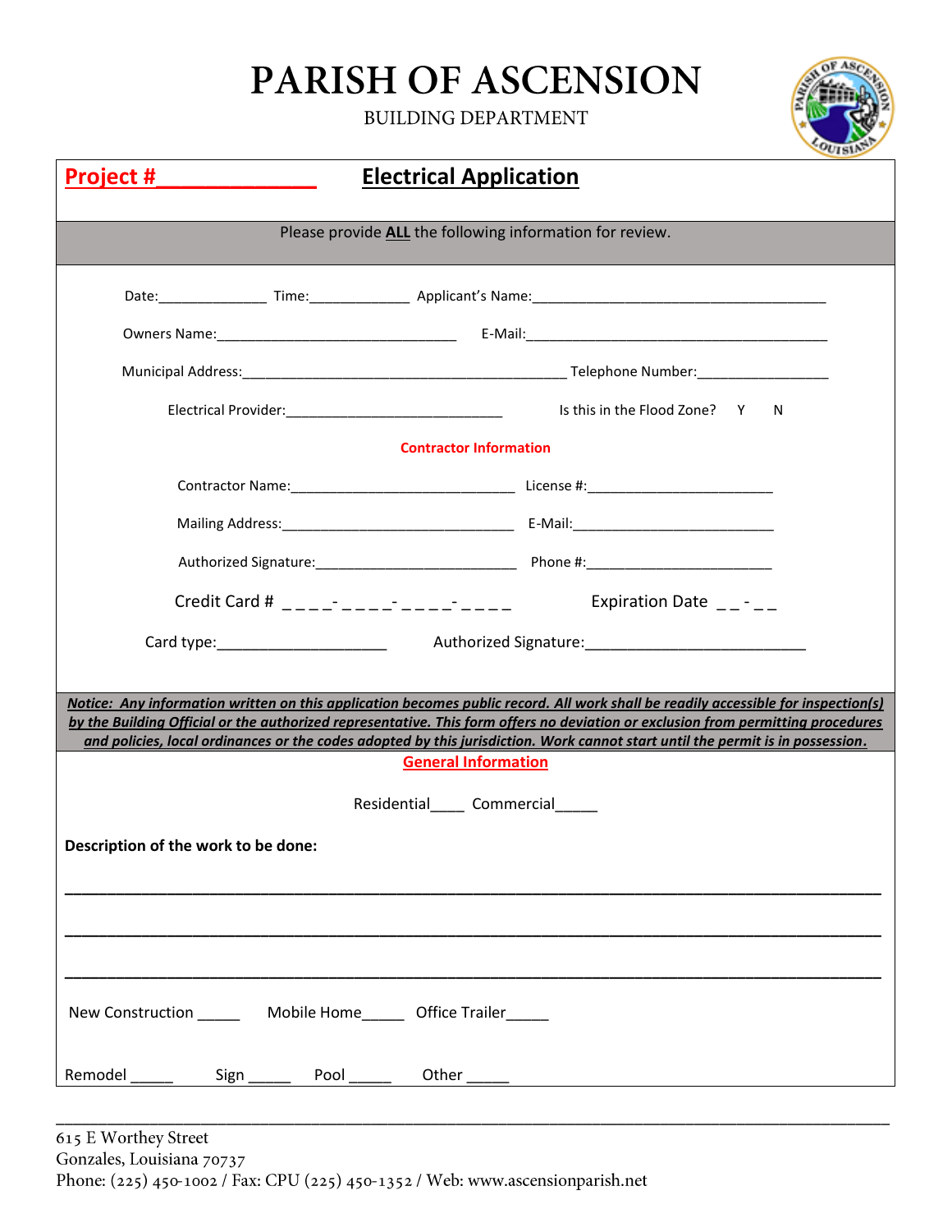# PARISH OF ASCENSION

BUILDING DEPARTMENT

**Project #______________** **Electrical Application**

Please provide **ALL** the following information for review.

Date:______________ Time:_____________ Applicant's Name:_____________________________________

Owners Name:_______________________________ E-Mail:_________________________________________

Municipal Address:__________________________________________ Telephone Number:_________________

Electrical Provider:_____________________________ Is this in the Flood Zone? Y N

**Contractor Information**

Contractor Name:_____________________________ License #:________________________

Mailing Address:______________________________ E-Mail:__________________________

Authorized Signature:__________________________ Phone #:________________________

Credit Card # _ _ _ _- _ _ _ _- _ _ _ _- _ _ _ _ Expiration Date _ _ - _ _

Card type:____________________ Authorized Signature:__________________________

***Notice: Any information written on this application becomes public record. All work shall be readily accessible for inspection(s) by the Building Official or the authorized representative. This form offers no deviation or exclusion from permitting procedures and policies, local ordinances or the codes adopted by this jurisdiction. Work cannot start until the permit is in possession.***

**General Information**

Residential____ Commercial_____

**Description of the work to be done:**

______________________________________________________________________________

______________________________________________________________________________

______________________________________________________________________________

New Construction _____ Mobile Home_____ Office Trailer_____

Remodel _____ Sign _____ Pool _____ Other _____

615 E Worthey Street
Gonzales, Louisiana 70737
Phone: (225) 450-1002 / Fax: CPU (225) 450-1352 / Web: www.ascensionparish.net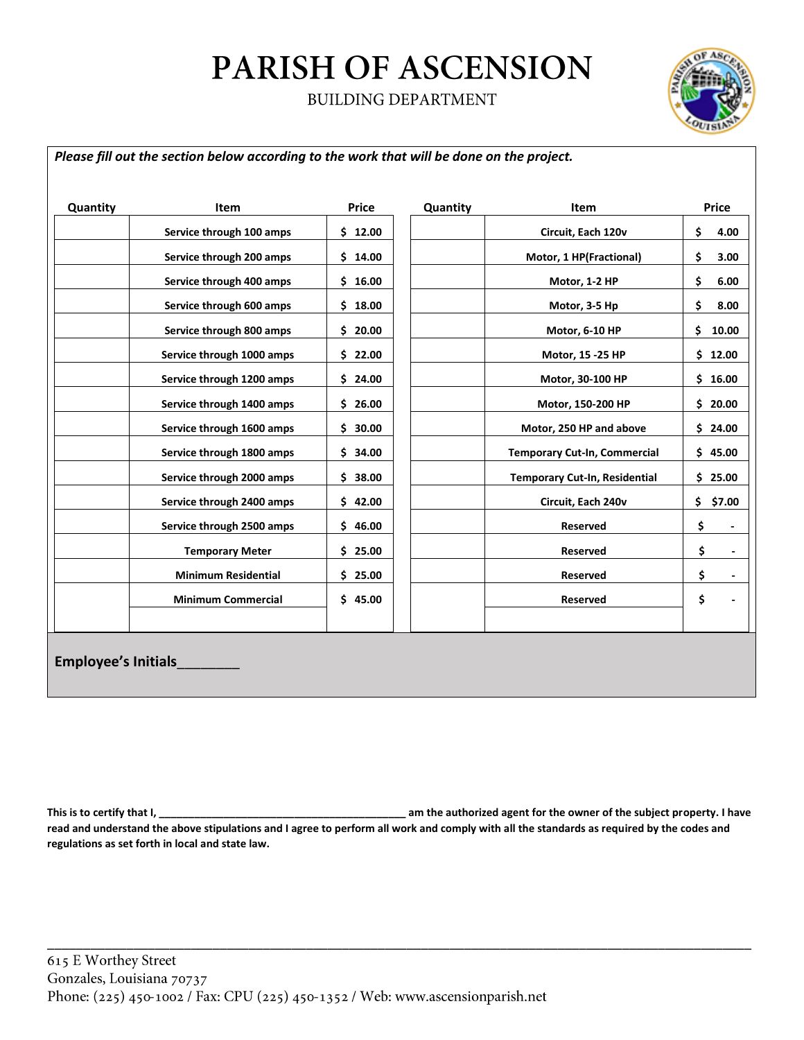# PARISH OF ASCENSION

BUILDING DEPARTMENT

***Please fill out the section below according to the work that will be done on the project.***

| Quantity | Item | Price | Quantity | Item | Price |
|---|---|---|---|---|---|
| | **Service through 100 amps** | **$ 12.00** | | **Circuit, Each 120v** | **$ 4.00** |
| | **Service through 200 amps** | **$ 14.00** | | **Motor, 1 HP(Fractional)** | **$ 3.00** |
| | **Service through 400 amps** | **$ 16.00** | | **Motor, 1-2 HP** | **$ 6.00** |
| | **Service through 600 amps** | **$ 18.00** | | **Motor, 3-5 Hp** | **$ 8.00** |
| | **Service through 800 amps** | **$ 20.00** | | **Motor, 6-10 HP** | **$ 10.00** |
| | **Service through 1000 amps** | **$ 22.00** | | **Motor, 15 -25 HP** | **$ 12.00** |
| | **Service through 1200 amps** | **$ 24.00** | | **Motor, 30-100 HP** | **$ 16.00** |
| | **Service through 1400 amps** | **$ 26.00** | | **Motor, 150-200 HP** | **$ 20.00** |
| | **Service through 1600 amps** | **$ 30.00** | | **Motor, 250 HP and above** | **$ 24.00** |
| | **Service through 1800 amps** | **$ 34.00** | | **Temporary Cut-In, Commercial** | **$ 45.00** |
| | **Service through 2000 amps** | **$ 38.00** | | **Temporary Cut-In, Residential** | **$ 25.00** |
| | **Service through 2400 amps** | **$ 42.00** | | **Circuit, Each 240v** | **$ $7.00** |
| | **Service through 2500 amps** | **$ 46.00** | | **Reserved** | **$ -** |
| | **Temporary Meter** | **$ 25.00** | | **Reserved** | **$ -** |
| | **Minimum Residential** | **$ 25.00** | | **Reserved** | **$ -** |
| | **Minimum Commercial** | **$ 45.00** | | **Reserved** | **$ -** |
| | | | | | |

**Employee's Initials________**

**This is to certify that I, ___________________________________________ am the authorized agent for the owner of the subject property. I have read and understand the above stipulations and I agree to perform all work and comply with all the standards as required by the codes and regulations as set forth in local and state law.**

615 E Worthey Street
Gonzales, Louisiana 70737
Phone: (225) 450-1002 / Fax: CPU (225) 450-1352 / Web: www.ascensionparish.net